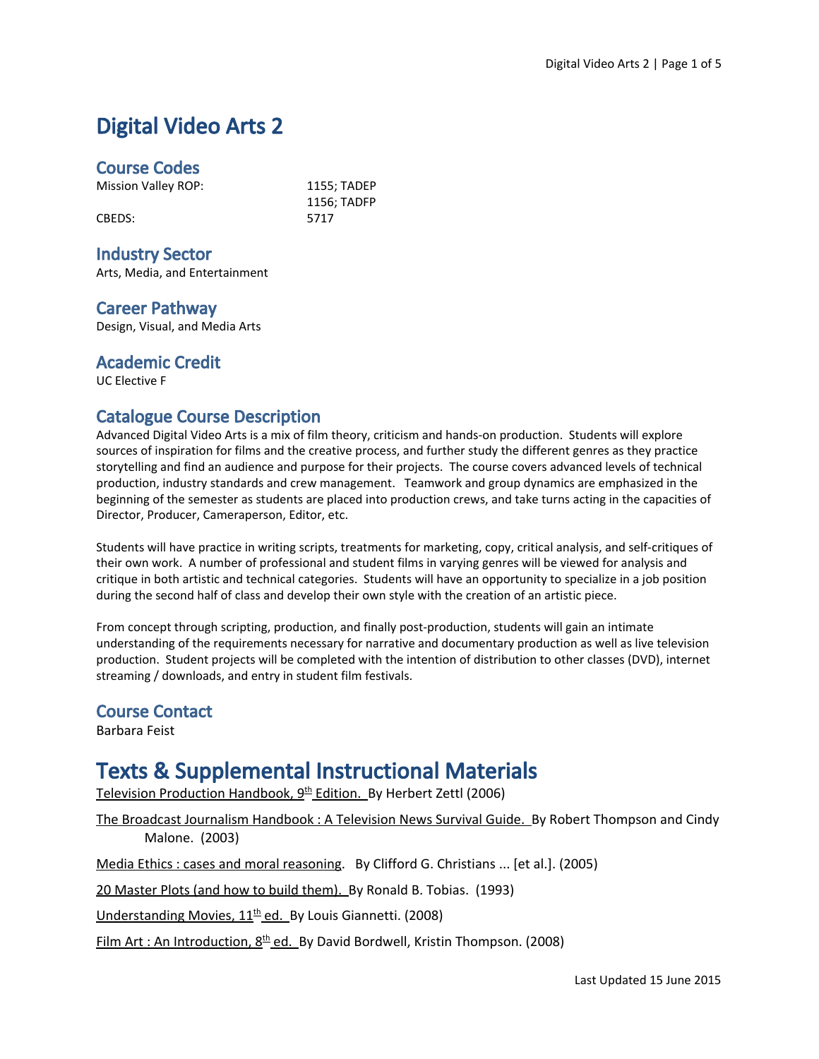# Digital Video Arts 2

## Course Codes

| | |
|---|---|
| Mission Valley ROP: | 1155; TADEP |
| | 1156; TADFP |
| CBEDS: | 5717 |

## Industry Sector

Arts, Media, and Entertainment

## Career Pathway

Design, Visual, and Media Arts

## Academic Credit

UC Elective F

## Catalogue Course Description

Advanced Digital Video Arts is a mix of film theory, criticism and hands-on production. Students will explore sources of inspiration for films and the creative process, and further study the different genres as they practice storytelling and find an audience and purpose for their projects. The course covers advanced levels of technical production, industry standards and crew management. Teamwork and group dynamics are emphasized in the beginning of the semester as students are placed into production crews, and take turns acting in the capacities of Director, Producer, Cameraperson, Editor, etc.

Students will have practice in writing scripts, treatments for marketing, copy, critical analysis, and self-critiques of their own work. A number of professional and student films in varying genres will be viewed for analysis and critique in both artistic and technical categories. Students will have an opportunity to specialize in a job position during the second half of class and develop their own style with the creation of an artistic piece.

From concept through scripting, production, and finally post-production, students will gain an intimate understanding of the requirements necessary for narrative and documentary production as well as live television production. Student projects will be completed with the intention of distribution to other classes (DVD), internet streaming / downloads, and entry in student film festivals.

## Course Contact

Barbara Feist

# Texts & Supplemental Instructional Materials

Television Production Handbook, 9th Edition. By Herbert Zettl (2006)

The Broadcast Journalism Handbook : A Television News Survival Guide. By Robert Thompson and Cindy Malone. (2003)

Media Ethics : cases and moral reasoning. By Clifford G. Christians ... [et al.]. (2005)

20 Master Plots (and how to build them). By Ronald B. Tobias. (1993)

Understanding Movies, 11th ed. By Louis Giannetti. (2008)

Film Art : An Introduction, 8th ed. By David Bordwell, Kristin Thompson. (2008)

Last Updated 15 June 2015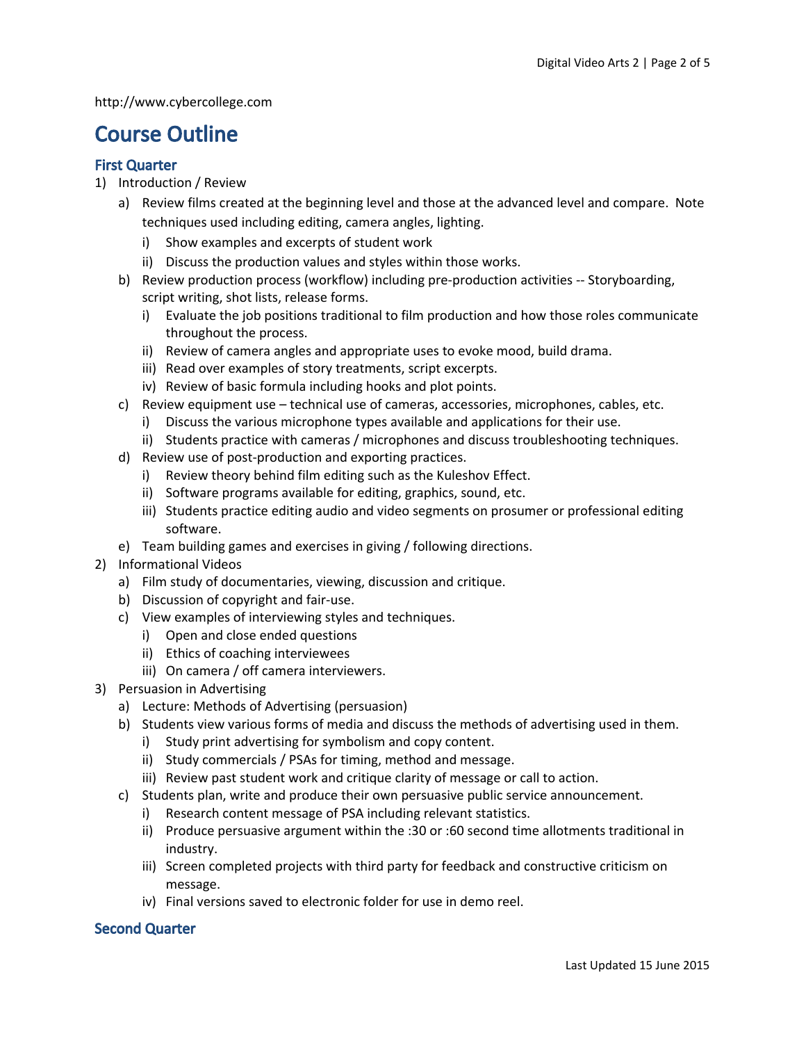http://www.cybercollege.com

# Course Outline

## First Quarter

1) Introduction / Review
    a) Review films created at the beginning level and those at the advanced level and compare. Note techniques used including editing, camera angles, lighting.
        i) Show examples and excerpts of student work
        ii) Discuss the production values and styles within those works.
    b) Review production process (workflow) including pre-production activities -- Storyboarding, script writing, shot lists, release forms.
        i) Evaluate the job positions traditional to film production and how those roles communicate throughout the process.
        ii) Review of camera angles and appropriate uses to evoke mood, build drama.
        iii) Read over examples of story treatments, script excerpts.
        iv) Review of basic formula including hooks and plot points.
    c) Review equipment use – technical use of cameras, accessories, microphones, cables, etc.
        i) Discuss the various microphone types available and applications for their use.
        ii) Students practice with cameras / microphones and discuss troubleshooting techniques.
    d) Review use of post-production and exporting practices.
        i) Review theory behind film editing such as the Kuleshov Effect.
        ii) Software programs available for editing, graphics, sound, etc.
        iii) Students practice editing audio and video segments on prosumer or professional editing software.
    e) Team building games and exercises in giving / following directions.
2) Informational Videos
    a) Film study of documentaries, viewing, discussion and critique.
    b) Discussion of copyright and fair-use.
    c) View examples of interviewing styles and techniques.
        i) Open and close ended questions
        ii) Ethics of coaching interviewees
        iii) On camera / off camera interviewers.
3) Persuasion in Advertising
    a) Lecture: Methods of Advertising (persuasion)
    b) Students view various forms of media and discuss the methods of advertising used in them.
        i) Study print advertising for symbolism and copy content.
        ii) Study commercials / PSAs for timing, method and message.
        iii) Review past student work and critique clarity of message or call to action.
    c) Students plan, write and produce their own persuasive public service announcement.
        i) Research content message of PSA including relevant statistics.
        ii) Produce persuasive argument within the :30 or :60 second time allotments traditional in industry.
        iii) Screen completed projects with third party for feedback and constructive criticism on message.
        iv) Final versions saved to electronic folder for use in demo reel.

## Second Quarter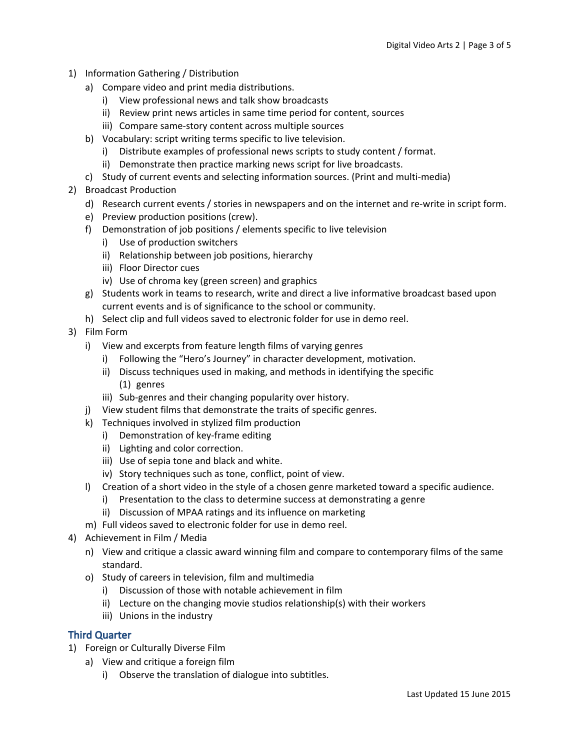1) Information Gathering / Distribution
    a) Compare video and print media distributions.
        i) View professional news and talk show broadcasts
        ii) Review print news articles in same time period for content, sources
        iii) Compare same-story content across multiple sources
    b) Vocabulary: script writing terms specific to live television.
        i) Distribute examples of professional news scripts to study content / format.
        ii) Demonstrate then practice marking news script for live broadcasts.
    c) Study of current events and selecting information sources. (Print and multi-media)
2) Broadcast Production
    d) Research current events / stories in newspapers and on the internet and re-write in script form.
    e) Preview production positions (crew).
    f) Demonstration of job positions / elements specific to live television
        i) Use of production switchers
        ii) Relationship between job positions, hierarchy
        iii) Floor Director cues
        iv) Use of chroma key (green screen) and graphics
    g) Students work in teams to research, write and direct a live informative broadcast based upon current events and is of significance to the school or community.
    h) Select clip and full videos saved to electronic folder for use in demo reel.
3) Film Form
    i) View and excerpts from feature length films of varying genres
        i) Following the "Hero's Journey" in character development, motivation.
        ii) Discuss techniques used in making, and methods in identifying the specific
            (1) genres
        iii) Sub-genres and their changing popularity over history.
    j) View student films that demonstrate the traits of specific genres.
    k) Techniques involved in stylized film production
        i) Demonstration of key-frame editing
        ii) Lighting and color correction.
        iii) Use of sepia tone and black and white.
        iv) Story techniques such as tone, conflict, point of view.
    l) Creation of a short video in the style of a chosen genre marketed toward a specific audience.
        i) Presentation to the class to determine success at demonstrating a genre
        ii) Discussion of MPAA ratings and its influence on marketing
    m) Full videos saved to electronic folder for use in demo reel.
4) Achievement in Film / Media
    n) View and critique a classic award winning film and compare to contemporary films of the same standard.
    o) Study of careers in television, film and multimedia
        i) Discussion of those with notable achievement in film
        ii) Lecture on the changing movie studios relationship(s) with their workers
        iii) Unions in the industry

## Third Quarter

1) Foreign or Culturally Diverse Film
    a) View and critique a foreign film
        i) Observe the translation of dialogue into subtitles.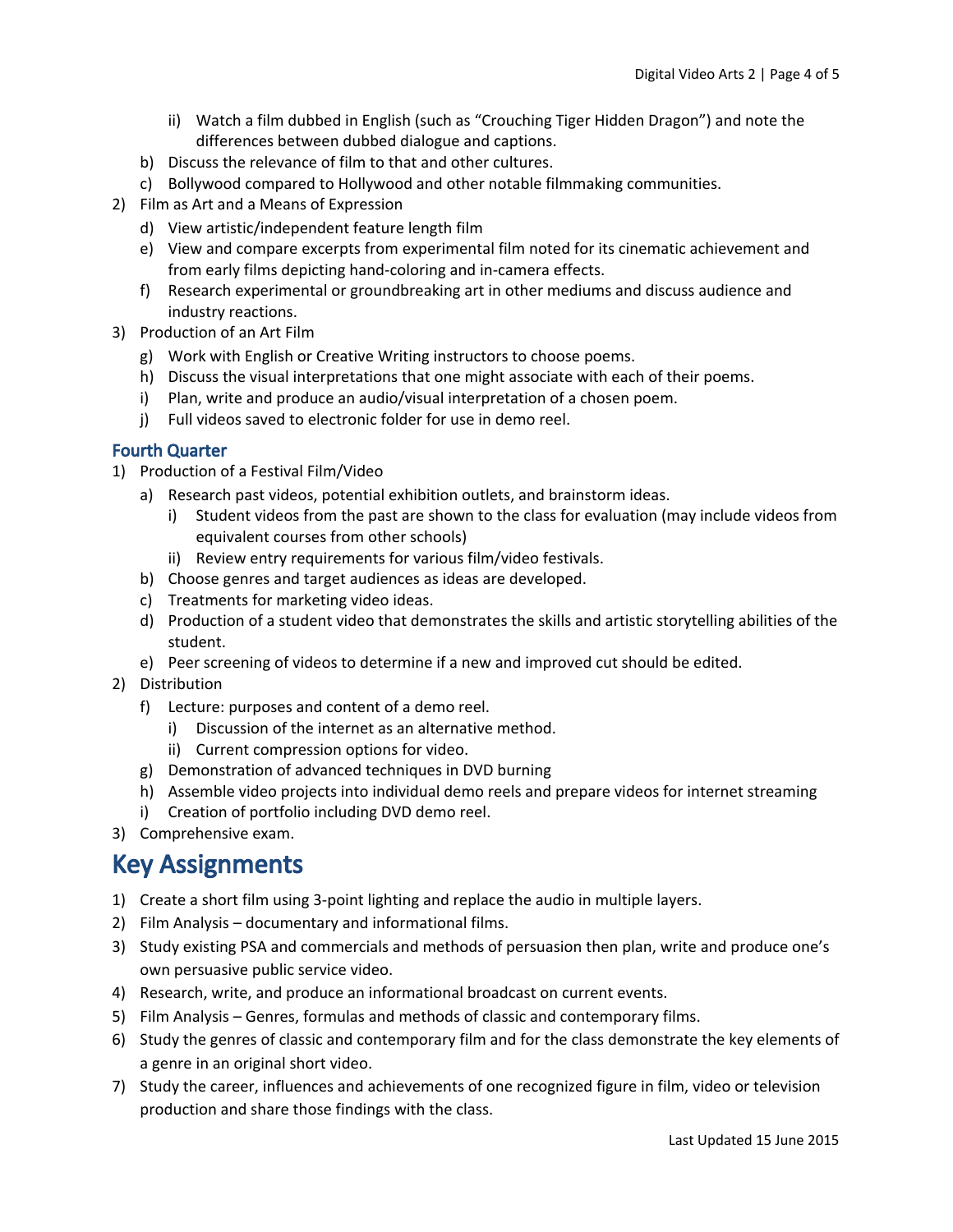- ii) Watch a film dubbed in English (such as "Crouching Tiger Hidden Dragon") and note the differences between dubbed dialogue and captions.
  - b) Discuss the relevance of film to that and other cultures.
  - c) Bollywood compared to Hollywood and other notable filmmaking communities.
2) Film as Art and a Means of Expression
   - d) View artistic/independent feature length film
   - e) View and compare excerpts from experimental film noted for its cinematic achievement and from early films depicting hand-coloring and in-camera effects.
   - f) Research experimental or groundbreaking art in other mediums and discuss audience and industry reactions.
3) Production of an Art Film
   - g) Work with English or Creative Writing instructors to choose poems.
   - h) Discuss the visual interpretations that one might associate with each of their poems.
   - i) Plan, write and produce an audio/visual interpretation of a chosen poem.
   - j) Full videos saved to electronic folder for use in demo reel.

### Fourth Quarter

1) Production of a Festival Film/Video
   - a) Research past videos, potential exhibition outlets, and brainstorm ideas.
     - i) Student videos from the past are shown to the class for evaluation (may include videos from equivalent courses from other schools)
     - ii) Review entry requirements for various film/video festivals.
   - b) Choose genres and target audiences as ideas are developed.
   - c) Treatments for marketing video ideas.
   - d) Production of a student video that demonstrates the skills and artistic storytelling abilities of the student.
   - e) Peer screening of videos to determine if a new and improved cut should be edited.
2) Distribution
   - f) Lecture: purposes and content of a demo reel.
     - i) Discussion of the internet as an alternative method.
     - ii) Current compression options for video.
   - g) Demonstration of advanced techniques in DVD burning
   - h) Assemble video projects into individual demo reels and prepare videos for internet streaming
   - i) Creation of portfolio including DVD demo reel.
3) Comprehensive exam.

## Key Assignments

1) Create a short film using 3-point lighting and replace the audio in multiple layers.
2) Film Analysis – documentary and informational films.
3) Study existing PSA and commercials and methods of persuasion then plan, write and produce one's own persuasive public service video.
4) Research, write, and produce an informational broadcast on current events.
5) Film Analysis – Genres, formulas and methods of classic and contemporary films.
6) Study the genres of classic and contemporary film and for the class demonstrate the key elements of a genre in an original short video.
7) Study the career, influences and achievements of one recognized figure in film, video or television production and share those findings with the class.

Last Updated 15 June 2015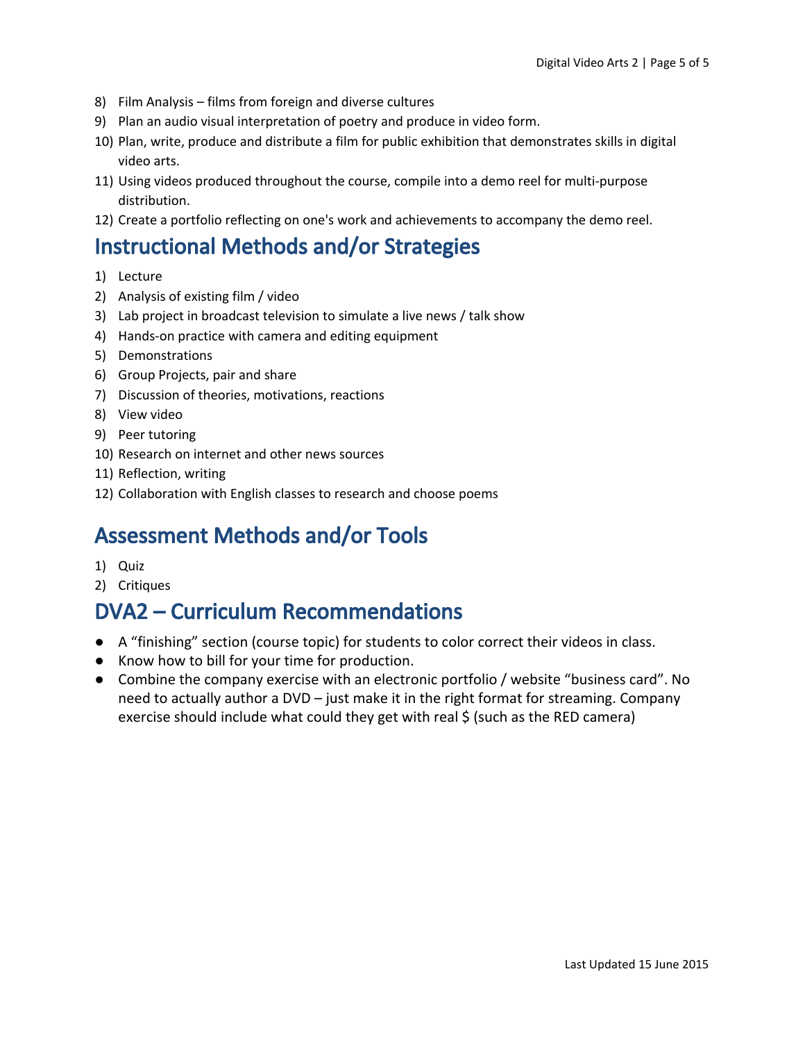8) Film Analysis – films from foreign and diverse cultures
9) Plan an audio visual interpretation of poetry and produce in video form.
10) Plan, write, produce and distribute a film for public exhibition that demonstrates skills in digital video arts.
11) Using videos produced throughout the course, compile into a demo reel for multi-purpose distribution.
12) Create a portfolio reflecting on one's work and achievements to accompany the demo reel.

## Instructional Methods and/or Strategies

1) Lecture
2) Analysis of existing film / video
3) Lab project in broadcast television to simulate a live news / talk show
4) Hands-on practice with camera and editing equipment
5) Demonstrations
6) Group Projects, pair and share
7) Discussion of theories, motivations, reactions
8) View video
9) Peer tutoring
10) Research on internet and other news sources
11) Reflection, writing
12) Collaboration with English classes to research and choose poems

## Assessment Methods and/or Tools

1) Quiz
2) Critiques

## DVA2 – Curriculum Recommendations

- A "finishing" section (course topic) for students to color correct their videos in class.
- Know how to bill for your time for production.
- Combine the company exercise with an electronic portfolio / website "business card". No need to actually author a DVD – just make it in the right format for streaming. Company exercise should include what could they get with real $ (such as the RED camera)

Last Updated 15 June 2015